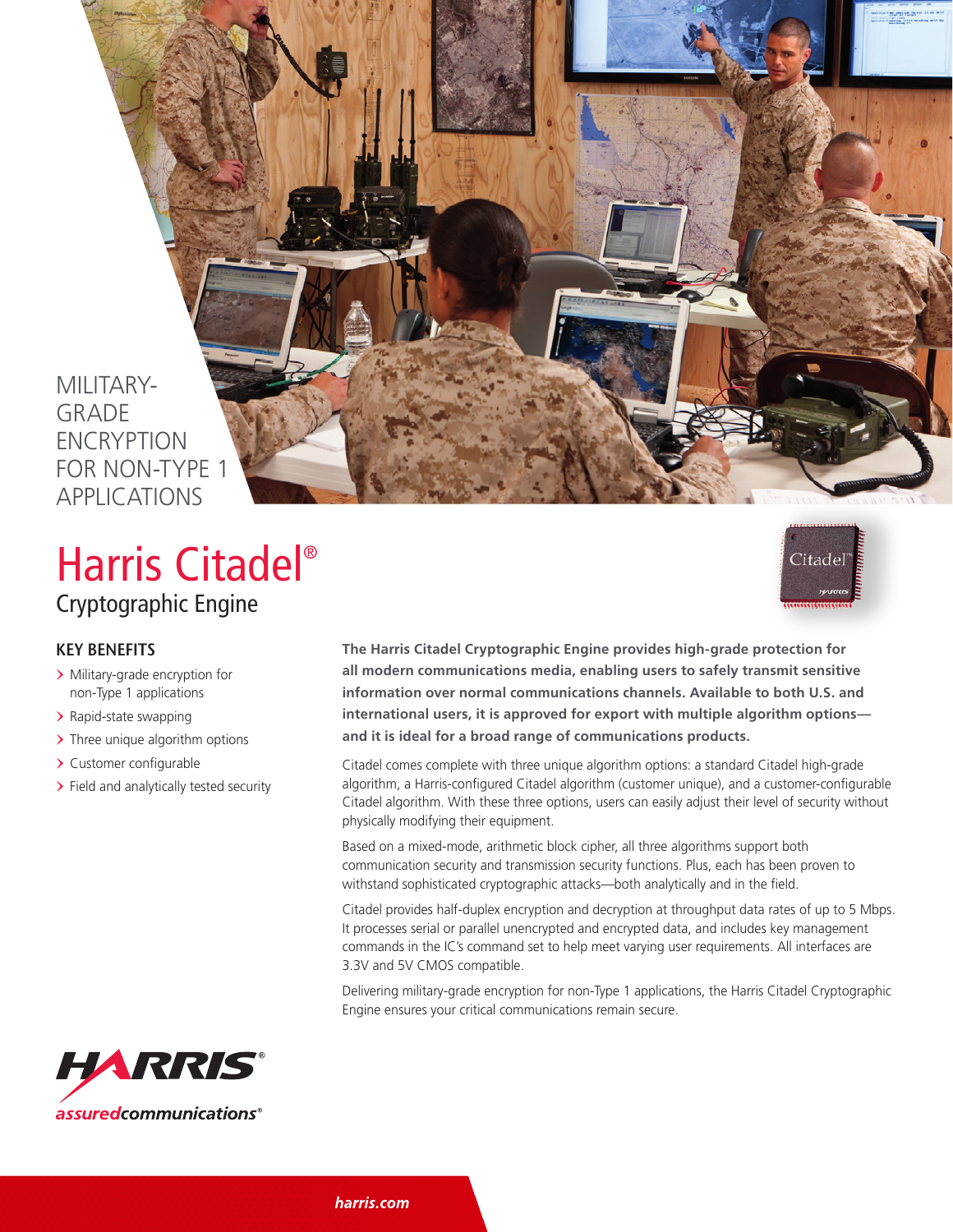MILITARY-GRADE ENCRYPTION FOR NON-TYPE 1 APPLICATIONS

# Harris Citadel®

## Cryptographic Engine

### KEY BENEFITS

- Military-grade encryption for non-Type 1 applications
- Rapid-state swapping
- Three unique algorithm options
- Customer configurable
- Field and analytically tested security

**The Harris Citadel Cryptographic Engine provides high-grade protection for all modern communications media, enabling users to safely transmit sensitive information over normal communications channels. Available to both U.S. and international users, it is approved for export with multiple algorithm options—and it is ideal for a broad range of communications products.**

Citadel comes complete with three unique algorithm options: a standard Citadel high-grade algorithm, a Harris-configured Citadel algorithm (customer unique), and a customer-configurable Citadel algorithm. With these three options, users can easily adjust their level of security without physically modifying their equipment.

Based on a mixed-mode, arithmetic block cipher, all three algorithms support both communication security and transmission security functions. Plus, each has been proven to withstand sophisticated cryptographic attacks—both analytically and in the field.

Citadel provides half-duplex encryption and decryption at throughput data rates of up to 5 Mbps. It processes serial or parallel unencrypted and encrypted data, and includes key management commands in the IC's command set to help meet varying user requirements. All interfaces are 3.3V and 5V CMOS compatible.

Delivering military-grade encryption for non-Type 1 applications, the Harris Citadel Cryptographic Engine ensures your critical communications remain secure.

HARRIS®
*assuredcommunications®*

harris.com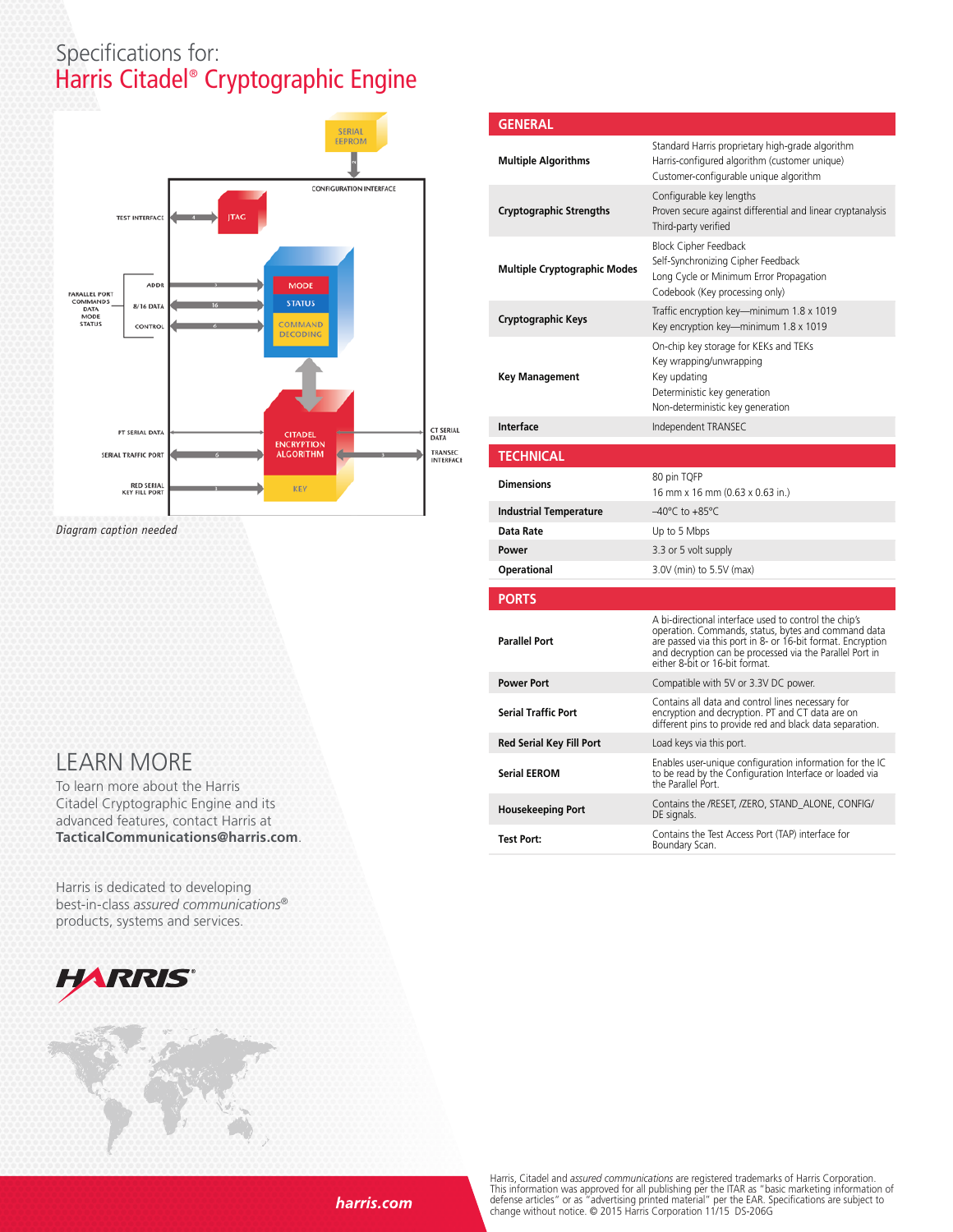Specifications for:

# Harris Citadel® Cryptographic Engine

SERIAL EEPROM

CONFIGURATION INTERFACE

TEST INTERFACE

JTAG

PARALLEL PORT COMMANDS DATA MODE STATUS

ADDR

8/16 DATA

CONTROL

MODE

STATUS

COMMAND DECODING

PT SERIAL DATA

SERIAL TRAFFIC PORT

RED SERIAL KEY FILL PORT

CITADEL ENCRYPTION ALGORITHM

KEY

CT SERIAL DATA

TRANSEC INTERFACE

*Diagram caption needed*

## GENERAL

| | |
|---|---|
| **Multiple Algorithms** | Standard Harris proprietary high-grade algorithm<br>Harris-configured algorithm (customer unique)<br>Customer-configurable unique algorithm |
| **Cryptographic Strengths** | Configurable key lengths<br>Proven secure against differential and linear cryptanalysis<br>Third-party verified |
| **Multiple Cryptographic Modes** | Block Cipher Feedback<br>Self-Synchronizing Cipher Feedback<br>Long Cycle or Minimum Error Propagation<br>Codebook (Key processing only) |
| **Cryptographic Keys** | Traffic encryption key—minimum 1.8 x 1019<br>Key encryption key—minimum 1.8 x 1019 |
| **Key Management** | On-chip key storage for KEKs and TEKs<br>Key wrapping/unwrapping<br>Key updating<br>Deterministic key generation<br>Non-deterministic key generation |
| **Interface** | Independent TRANSEC |

## TECHNICAL

| | |
|---|---|
| **Dimensions** | 80 pin TQFP<br>16 mm x 16 mm (0.63 x 0.63 in.) |
| **Industrial Temperature** | –40°C to +85°C |
| **Data Rate** | Up to 5 Mbps |
| **Power** | 3.3 or 5 volt supply |
| **Operational** | 3.0V (min) to 5.5V (max) |

## PORTS

| | |
|---|---|
| **Parallel Port** | A bi-directional interface used to control the chip's operation. Commands, status, bytes and command data are passed via this port in 8- or 16-bit format. Encryption and decryption can be processed via the Parallel Port in either 8-bit or 16-bit format. |
| **Power Port** | Compatible with 5V or 3.3V DC power. |
| **Serial Traffic Port** | Contains all data and control lines necessary for encryption and decryption. PT and CT data are on different pins to provide red and black data separation. |
| **Red Serial Key Fill Port** | Load keys via this port. |
| **Serial EEROM** | Enables user-unique configuration information for the IC to be read by the Configuration Interface or loaded via the Parallel Port. |
| **Housekeeping Port** | Contains the /RESET, /ZERO, STAND_ALONE, CONFIG/DE signals. |
| **Test Port:** | Contains the Test Access Port (TAP) interface for Boundary Scan. |

## LEARN MORE

To learn more about the Harris Citadel Cryptographic Engine and its advanced features, contact Harris at **TacticalCommunications@harris.com**.

Harris is dedicated to developing best-in-class *assured communications*® products, systems and services.

HARRIS®

harris.com

Harris, Citadel and *assured communications* are registered trademarks of Harris Corporation. This information was approved for all publishing per the ITAR as "basic marketing information of defense articles" or as "advertising printed material" per the EAR. Specifications are subject to change without notice. © 2015 Harris Corporation 11/15 DS-206G